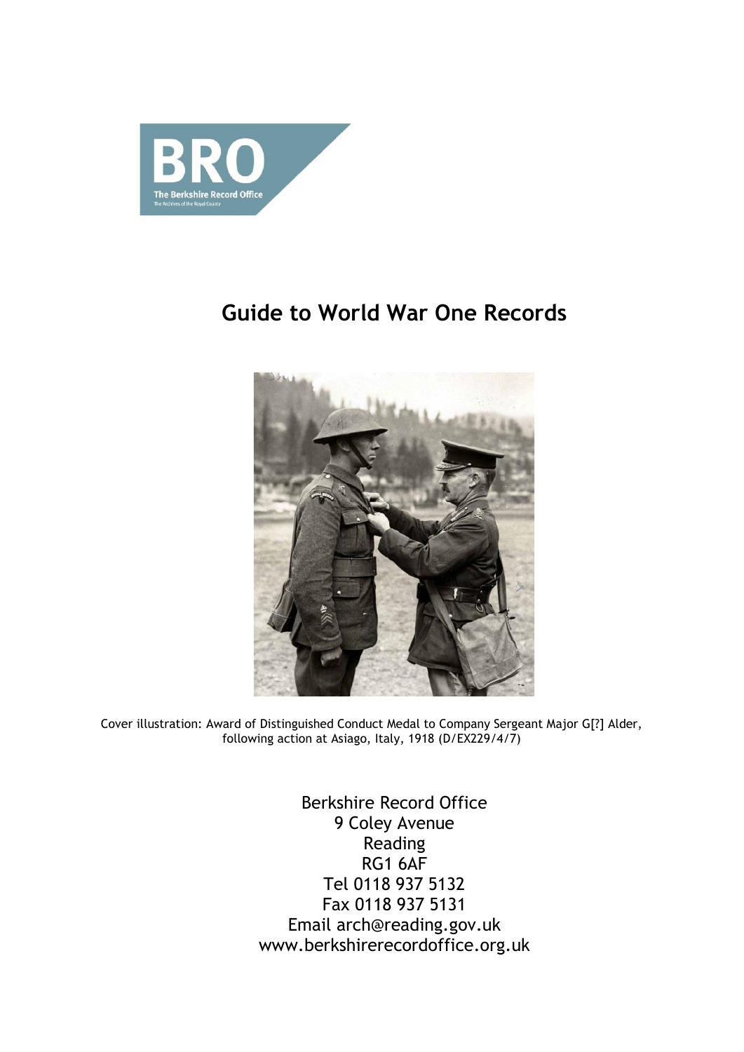BRO
The Berkshire Record Office
The Archives of the Royal County

# Guide to World War One Records

Cover illustration: Award of Distinguished Conduct Medal to Company Sergeant Major G[?] Alder, following action at Asiago, Italy, 1918 (D/EX229/4/7)

Berkshire Record Office
9 Coley Avenue
Reading
RG1 6AF
Tel 0118 937 5132
Fax 0118 937 5131
Email arch@reading.gov.uk
www.berkshirerecordoffice.org.uk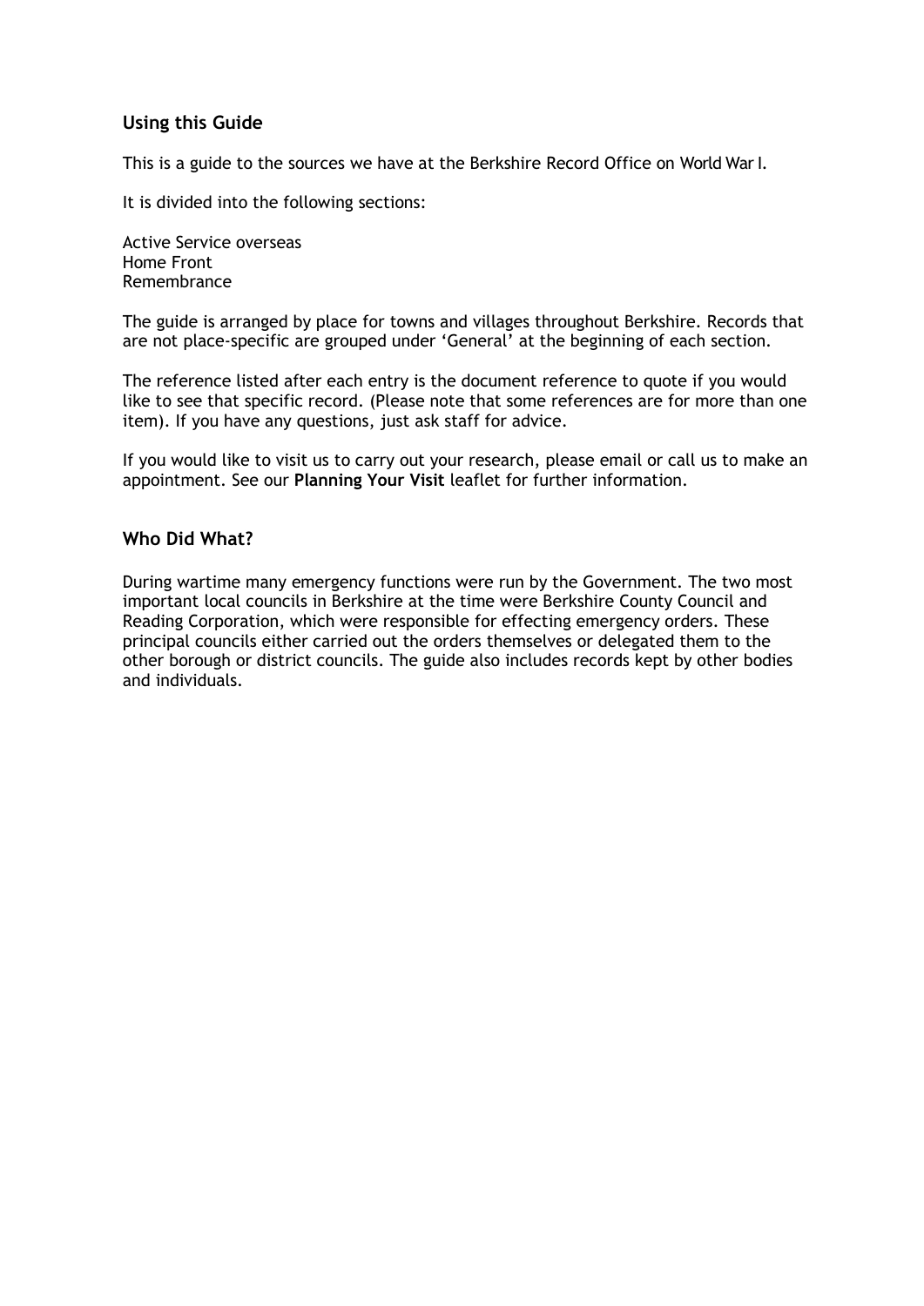## Using this Guide

This is a guide to the sources we have at the Berkshire Record Office on World War I.

It is divided into the following sections:

Active Service overseas
Home Front
Remembrance

The guide is arranged by place for towns and villages throughout Berkshire. Records that are not place-specific are grouped under 'General' at the beginning of each section.

The reference listed after each entry is the document reference to quote if you would like to see that specific record. (Please note that some references are for more than one item). If you have any questions, just ask staff for advice.

If you would like to visit us to carry out your research, please email or call us to make an appointment. See our **Planning Your Visit** leaflet for further information.

## Who Did What?

During wartime many emergency functions were run by the Government. The two most important local councils in Berkshire at the time were Berkshire County Council and Reading Corporation, which were responsible for effecting emergency orders. These principal councils either carried out the orders themselves or delegated them to the other borough or district councils. The guide also includes records kept by other bodies and individuals.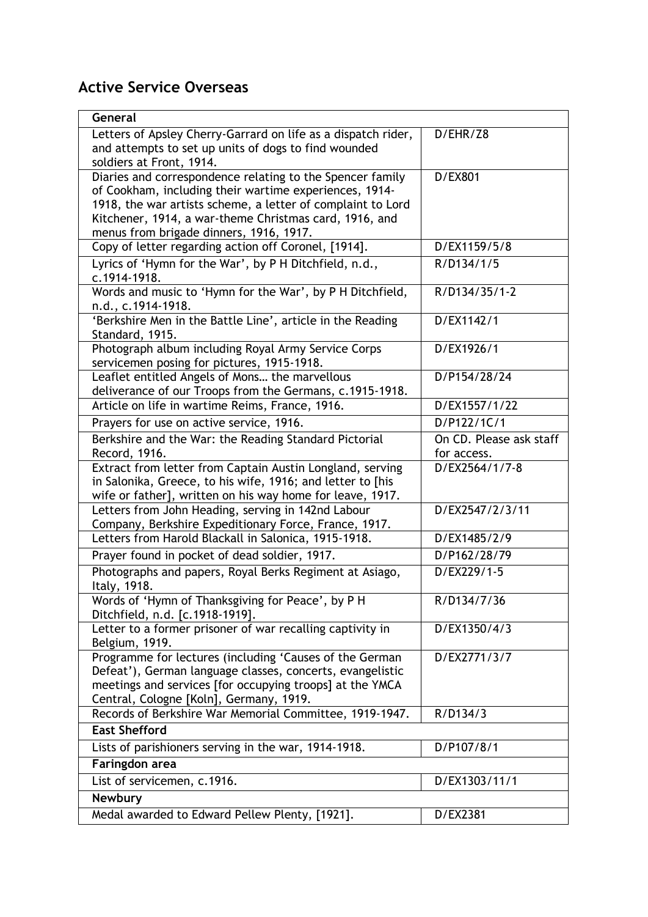## Active Service Overseas

| | |
|---|---|
| **General** | |
| Letters of Apsley Cherry-Garrard on life as a dispatch rider, and attempts to set up units of dogs to find wounded soldiers at Front, 1914. | D/EHR/Z8 |
| Diaries and correspondence relating to the Spencer family of Cookham, including their wartime experiences, 1914-1918, the war artists scheme, a letter of complaint to Lord Kitchener, 1914, a war-theme Christmas card, 1916, and menus from brigade dinners, 1916, 1917. | D/EX801 |
| Copy of letter regarding action off Coronel, [1914]. | D/EX1159/5/8 |
| Lyrics of 'Hymn for the War', by P H Ditchfield, n.d., c.1914-1918. | R/D134/1/5 |
| Words and music to 'Hymn for the War', by P H Ditchfield, n.d., c.1914-1918. | R/D134/35/1-2 |
| 'Berkshire Men in the Battle Line', article in the Reading Standard, 1915. | D/EX1142/1 |
| Photograph album including Royal Army Service Corps servicemen posing for pictures, 1915-1918. | D/EX1926/1 |
| Leaflet entitled Angels of Mons… the marvellous deliverance of our Troops from the Germans, c.1915-1918. | D/P154/28/24 |
| Article on life in wartime Reims, France, 1916. | D/EX1557/1/22 |
| Prayers for use on active service, 1916. | D/P122/1C/1 |
| Berkshire and the War: the Reading Standard Pictorial Record, 1916. | On CD. Please ask staff for access. |
| Extract from letter from Captain Austin Longland, serving in Salonika, Greece, to his wife, 1916; and letter to [his wife or father], written on his way home for leave, 1917. | D/EX2564/1/7-8 |
| Letters from John Heading, serving in 142nd Labour Company, Berkshire Expeditionary Force, France, 1917. | D/EX2547/2/3/11 |
| Letters from Harold Blackall in Salonica, 1915-1918. | D/EX1485/2/9 |
| Prayer found in pocket of dead soldier, 1917. | D/P162/28/79 |
| Photographs and papers, Royal Berks Regiment at Asiago, Italy, 1918. | D/EX229/1-5 |
| Words of 'Hymn of Thanksgiving for Peace', by P H Ditchfield, n.d. [c.1918-1919]. | R/D134/7/36 |
| Letter to a former prisoner of war recalling captivity in Belgium, 1919. | D/EX1350/4/3 |
| Programme for lectures (including 'Causes of the German Defeat'), German language classes, concerts, evangelistic meetings and services [for occupying troops] at the YMCA Central, Cologne [Koln], Germany, 1919. | D/EX2771/3/7 |
| Records of Berkshire War Memorial Committee, 1919-1947. | R/D134/3 |
| **East Shefford** | |
| Lists of parishioners serving in the war, 1914-1918. | D/P107/8/1 |
| **Faringdon area** | |
| List of servicemen, c.1916. | D/EX1303/11/1 |
| **Newbury** | |
| Medal awarded to Edward Pellew Plenty, [1921]. | D/EX2381 |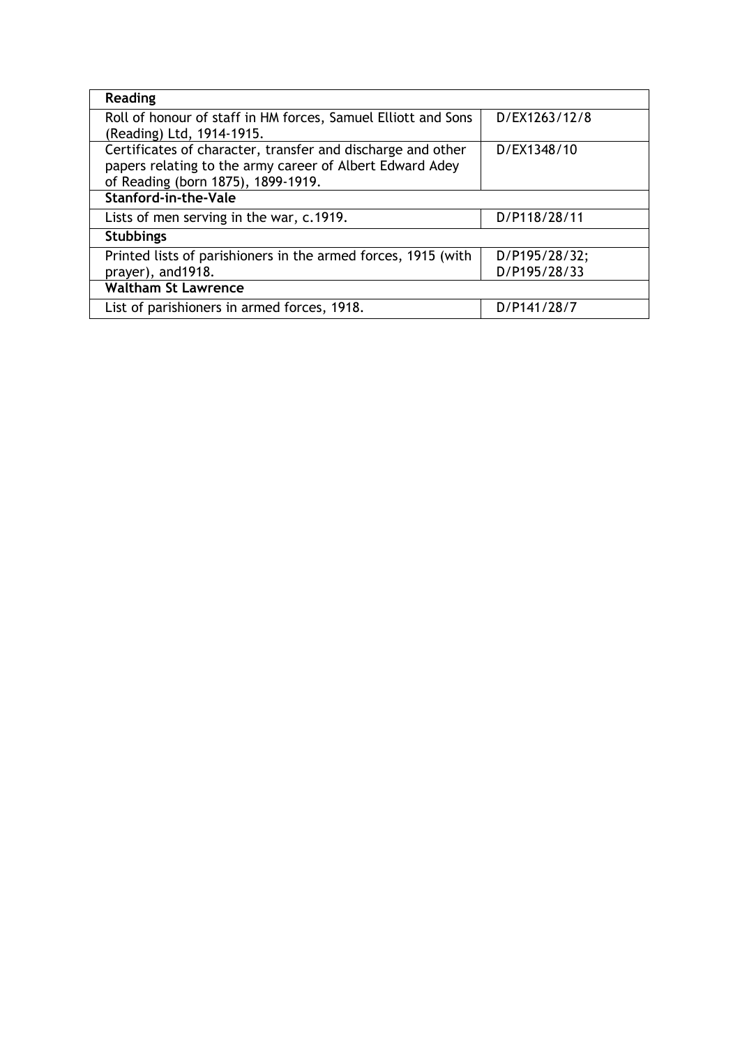| | |
|---|---|
| **Reading** | |
| Roll of honour of staff in HM forces, Samuel Elliott and Sons (Reading) Ltd, 1914-1915. | D/EX1263/12/8 |
| Certificates of character, transfer and discharge and other papers relating to the army career of Albert Edward Adey of Reading (born 1875), 1899-1919. | D/EX1348/10 |
| **Stanford-in-the-Vale** | |
| Lists of men serving in the war, c.1919. | D/P118/28/11 |
| **Stubbings** | |
| Printed lists of parishioners in the armed forces, 1915 (with prayer), and1918. | D/P195/28/32; D/P195/28/33 |
| **Waltham St Lawrence** | |
| List of parishioners in armed forces, 1918. | D/P141/28/7 |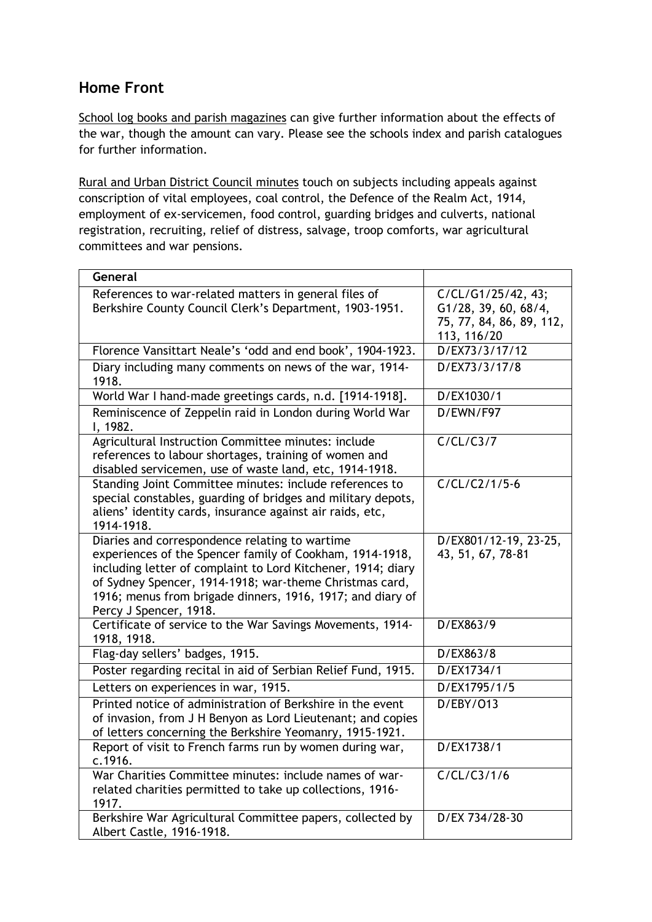## Home Front

School log books and parish magazines can give further information about the effects of the war, though the amount can vary. Please see the schools index and parish catalogues for further information.

Rural and Urban District Council minutes touch on subjects including appeals against conscription of vital employees, coal control, the Defence of the Realm Act, 1914, employment of ex-servicemen, food control, guarding bridges and culverts, national registration, recruiting, relief of distress, salvage, troop comforts, war agricultural committees and war pensions.

| **General** | |
|---|---|
| References to war-related matters in general files of Berkshire County Council Clerk's Department, 1903-1951. | C/CL/G1/25/42, 43; G1/28, 39, 60, 68/4, 75, 77, 84, 86, 89, 112, 113, 116/20 |
| Florence Vansittart Neale's 'odd and end book', 1904-1923. | D/EX73/3/17/12 |
| Diary including many comments on news of the war, 1914-1918. | D/EX73/3/17/8 |
| World War I hand-made greetings cards, n.d. [1914-1918]. | D/EX1030/1 |
| Reminiscence of Zeppelin raid in London during World War I, 1982. | D/EWN/F97 |
| Agricultural Instruction Committee minutes: include references to labour shortages, training of women and disabled servicemen, use of waste land, etc, 1914-1918. | C/CL/C3/7 |
| Standing Joint Committee minutes: include references to special constables, guarding of bridges and military depots, aliens' identity cards, insurance against air raids, etc, 1914-1918. | C/CL/C2/1/5-6 |
| Diaries and correspondence relating to wartime experiences of the Spencer family of Cookham, 1914-1918, including letter of complaint to Lord Kitchener, 1914; diary of Sydney Spencer, 1914-1918; war-theme Christmas card, 1916; menus from brigade dinners, 1916, 1917; and diary of Percy J Spencer, 1918. | D/EX801/12-19, 23-25, 43, 51, 67, 78-81 |
| Certificate of service to the War Savings Movements, 1914-1918, 1918. | D/EX863/9 |
| Flag-day sellers' badges, 1915. | D/EX863/8 |
| Poster regarding recital in aid of Serbian Relief Fund, 1915. | D/EX1734/1 |
| Letters on experiences in war, 1915. | D/EX1795/1/5 |
| Printed notice of administration of Berkshire in the event of invasion, from J H Benyon as Lord Lieutenant; and copies of letters concerning the Berkshire Yeomanry, 1915-1921. | D/EBY/O13 |
| Report of visit to French farms run by women during war, c.1916. | D/EX1738/1 |
| War Charities Committee minutes: include names of war-related charities permitted to take up collections, 1916-1917. | C/CL/C3/1/6 |
| Berkshire War Agricultural Committee papers, collected by Albert Castle, 1916-1918. | D/EX 734/28-30 |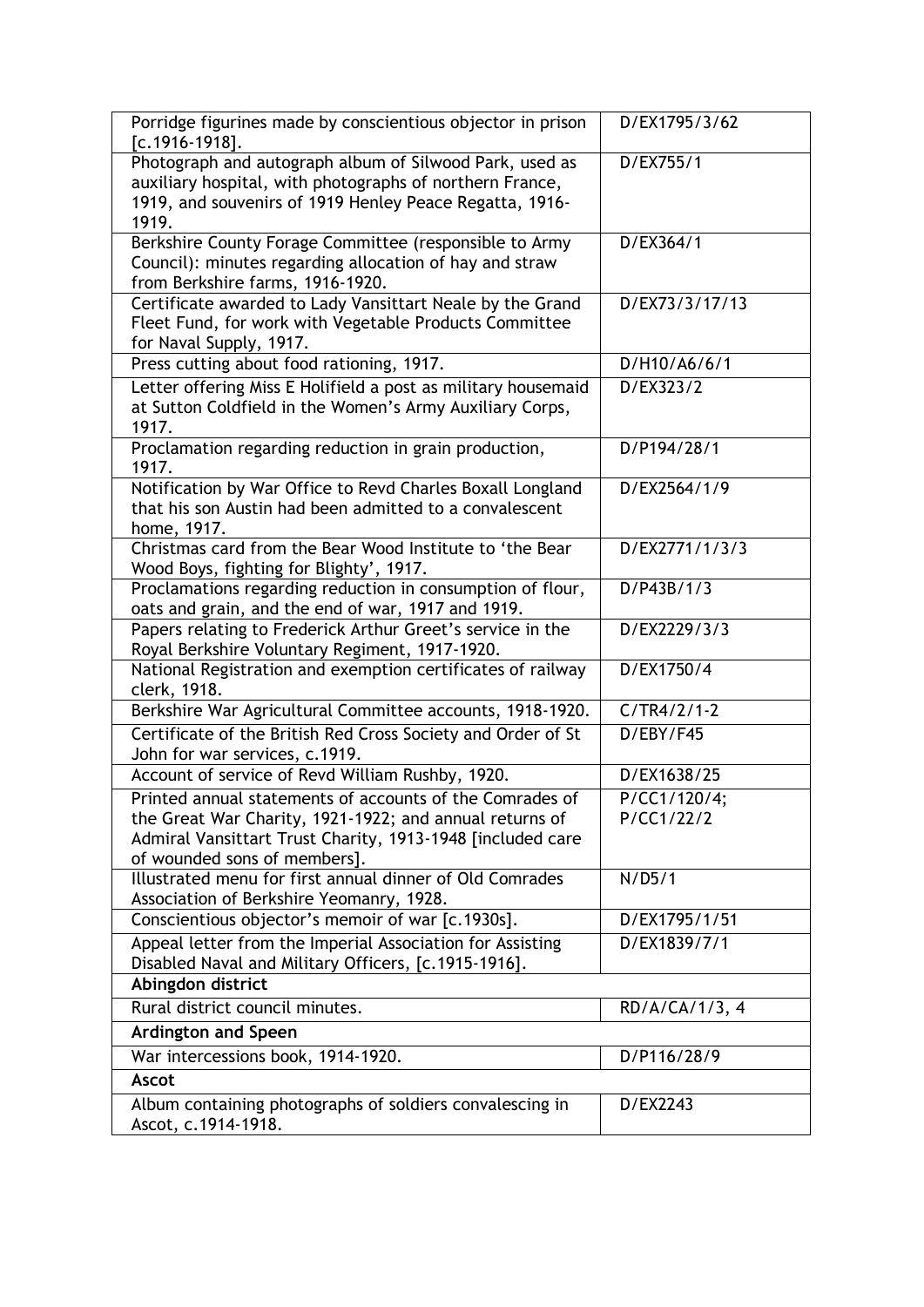| | |
|---|---|
| Porridge figurines made by conscientious objector in prison [c.1916-1918]. | D/EX1795/3/62 |
| Photograph and autograph album of Silwood Park, used as auxiliary hospital, with photographs of northern France, 1919, and souvenirs of 1919 Henley Peace Regatta, 1916-1919. | D/EX755/1 |
| Berkshire County Forage Committee (responsible to Army Council): minutes regarding allocation of hay and straw from Berkshire farms, 1916-1920. | D/EX364/1 |
| Certificate awarded to Lady Vansittart Neale by the Grand Fleet Fund, for work with Vegetable Products Committee for Naval Supply, 1917. | D/EX73/3/17/13 |
| Press cutting about food rationing, 1917. | D/H10/A6/6/1 |
| Letter offering Miss E Holifield a post as military housemaid at Sutton Coldfield in the Women's Army Auxiliary Corps, 1917. | D/EX323/2 |
| Proclamation regarding reduction in grain production, 1917. | D/P194/28/1 |
| Notification by War Office to Revd Charles Boxall Longland that his son Austin had been admitted to a convalescent home, 1917. | D/EX2564/1/9 |
| Christmas card from the Bear Wood Institute to 'the Bear Wood Boys, fighting for Blighty', 1917. | D/EX2771/1/3/3 |
| Proclamations regarding reduction in consumption of flour, oats and grain, and the end of war, 1917 and 1919. | D/P43B/1/3 |
| Papers relating to Frederick Arthur Greet's service in the Royal Berkshire Voluntary Regiment, 1917-1920. | D/EX2229/3/3 |
| National Registration and exemption certificates of railway clerk, 1918. | D/EX1750/4 |
| Berkshire War Agricultural Committee accounts, 1918-1920. | C/TR4/2/1-2 |
| Certificate of the British Red Cross Society and Order of St John for war services, c.1919. | D/EBY/F45 |
| Account of service of Revd William Rushby, 1920. | D/EX1638/25 |
| Printed annual statements of accounts of the Comrades of the Great War Charity, 1921-1922; and annual returns of Admiral Vansittart Trust Charity, 1913-1948 [included care of wounded sons of members]. | P/CC1/120/4; P/CC1/22/2 |
| Illustrated menu for first annual dinner of Old Comrades Association of Berkshire Yeomanry, 1928. | N/D5/1 |
| Conscientious objector's memoir of war [c.1930s]. | D/EX1795/1/51 |
| Appeal letter from the Imperial Association for Assisting Disabled Naval and Military Officers, [c.1915-1916]. | D/EX1839/7/1 |
| **Abingdon district** | |
| Rural district council minutes. | RD/A/CA/1/3, 4 |
| **Ardington and Speen** | |
| War intercessions book, 1914-1920. | D/P116/28/9 |
| **Ascot** | |
| Album containing photographs of soldiers convalescing in Ascot, c.1914-1918. | D/EX2243 |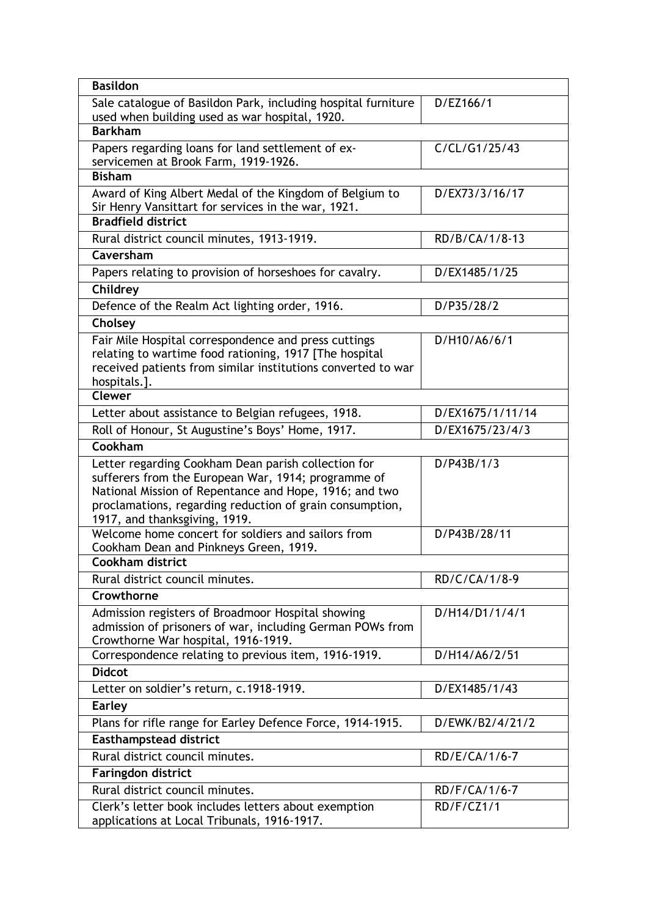| | |
|---|---|
| **Basildon** | |
| Sale catalogue of Basildon Park, including hospital furniture used when building used as war hospital, 1920. | D/EZ166/1 |
| **Barkham** | |
| Papers regarding loans for land settlement of ex-servicemen at Brook Farm, 1919-1926. | C/CL/G1/25/43 |
| **Bisham** | |
| Award of King Albert Medal of the Kingdom of Belgium to Sir Henry Vansittart for services in the war, 1921. | D/EX73/3/16/17 |
| **Bradfield district** | |
| Rural district council minutes, 1913-1919. | RD/B/CA/1/8-13 |
| **Caversham** | |
| Papers relating to provision of horseshoes for cavalry. | D/EX1485/1/25 |
| **Childrey** | |
| Defence of the Realm Act lighting order, 1916. | D/P35/28/2 |
| **Cholsey** | |
| Fair Mile Hospital correspondence and press cuttings relating to wartime food rationing, 1917 [The hospital received patients from similar institutions converted to war hospitals.]. | D/H10/A6/6/1 |
| **Clewer** | |
| Letter about assistance to Belgian refugees, 1918. | D/EX1675/1/11/14 |
| Roll of Honour, St Augustine's Boys' Home, 1917. | D/EX1675/23/4/3 |
| **Cookham** | |
| Letter regarding Cookham Dean parish collection for sufferers from the European War, 1914; programme of National Mission of Repentance and Hope, 1916; and two proclamations, regarding reduction of grain consumption, 1917, and thanksgiving, 1919. | D/P43B/1/3 |
| Welcome home concert for soldiers and sailors from Cookham Dean and Pinkneys Green, 1919. | D/P43B/28/11 |
| **Cookham district** | |
| Rural district council minutes. | RD/C/CA/1/8-9 |
| **Crowthorne** | |
| Admission registers of Broadmoor Hospital showing admission of prisoners of war, including German POWs from Crowthorne War hospital, 1916-1919. | D/H14/D1/1/4/1 |
| Correspondence relating to previous item, 1916-1919. | D/H14/A6/2/51 |
| **Didcot** | |
| Letter on soldier's return, c.1918-1919. | D/EX1485/1/43 |
| **Earley** | |
| Plans for rifle range for Earley Defence Force, 1914-1915. | D/EWK/B2/4/21/2 |
| **Easthampstead district** | |
| Rural district council minutes. | RD/E/CA/1/6-7 |
| **Faringdon district** | |
| Rural district council minutes. | RD/F/CA/1/6-7 |
| Clerk's letter book includes letters about exemption applications at Local Tribunals, 1916-1917. | RD/F/CZ1/1 |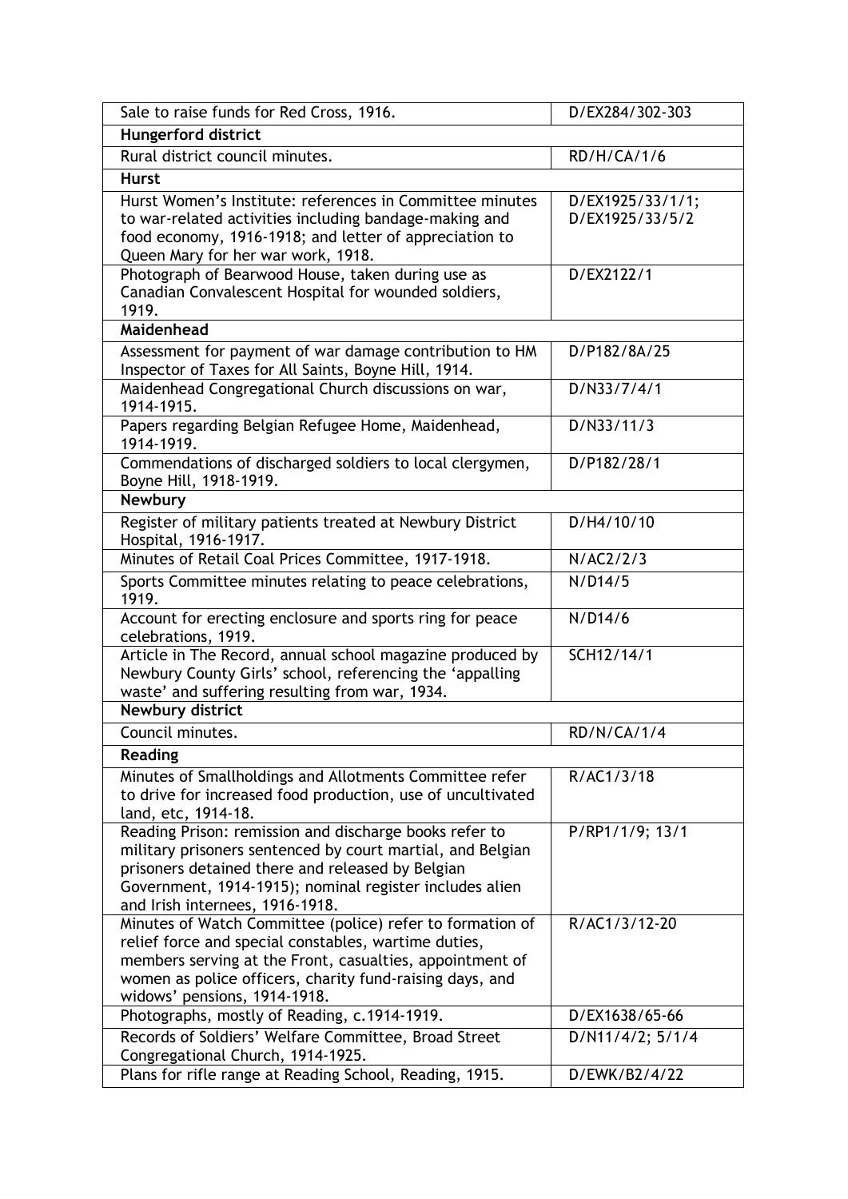| | |
|---|---|
| Sale to raise funds for Red Cross, 1916. | D/EX284/302-303 |
| **Hungerford district** | |
| Rural district council minutes. | RD/H/CA/1/6 |
| **Hurst** | |
| Hurst Women's Institute: references in Committee minutes to war-related activities including bandage-making and food economy, 1916-1918; and letter of appreciation to Queen Mary for her war work, 1918. | D/EX1925/33/1/1; D/EX1925/33/5/2 |
| Photograph of Bearwood House, taken during use as Canadian Convalescent Hospital for wounded soldiers, 1919. | D/EX2122/1 |
| **Maidenhead** | |
| Assessment for payment of war damage contribution to HM Inspector of Taxes for All Saints, Boyne Hill, 1914. | D/P182/8A/25 |
| Maidenhead Congregational Church discussions on war, 1914-1915. | D/N33/7/4/1 |
| Papers regarding Belgian Refugee Home, Maidenhead, 1914-1919. | D/N33/11/3 |
| Commendations of discharged soldiers to local clergymen, Boyne Hill, 1918-1919. | D/P182/28/1 |
| **Newbury** | |
| Register of military patients treated at Newbury District Hospital, 1916-1917. | D/H4/10/10 |
| Minutes of Retail Coal Prices Committee, 1917-1918. | N/AC2/2/3 |
| Sports Committee minutes relating to peace celebrations, 1919. | N/D14/5 |
| Account for erecting enclosure and sports ring for peace celebrations, 1919. | N/D14/6 |
| Article in The Record, annual school magazine produced by Newbury County Girls' school, referencing the 'appalling waste' and suffering resulting from war, 1934. | SCH12/14/1 |
| **Newbury district** | |
| Council minutes. | RD/N/CA/1/4 |
| **Reading** | |
| Minutes of Smallholdings and Allotments Committee refer to drive for increased food production, use of uncultivated land, etc, 1914-18. | R/AC1/3/18 |
| Reading Prison: remission and discharge books refer to military prisoners sentenced by court martial, and Belgian prisoners detained there and released by Belgian Government, 1914-1915); nominal register includes alien and Irish internees, 1916-1918. | P/RP1/1/9; 13/1 |
| Minutes of Watch Committee (police) refer to formation of relief force and special constables, wartime duties, members serving at the Front, casualties, appointment of women as police officers, charity fund-raising days, and widows' pensions, 1914-1918. | R/AC1/3/12-20 |
| Photographs, mostly of Reading, c.1914-1919. | D/EX1638/65-66 |
| Records of Soldiers' Welfare Committee, Broad Street Congregational Church, 1914-1925. | D/N11/4/2; 5/1/4 |
| Plans for rifle range at Reading School, Reading, 1915. | D/EWK/B2/4/22 |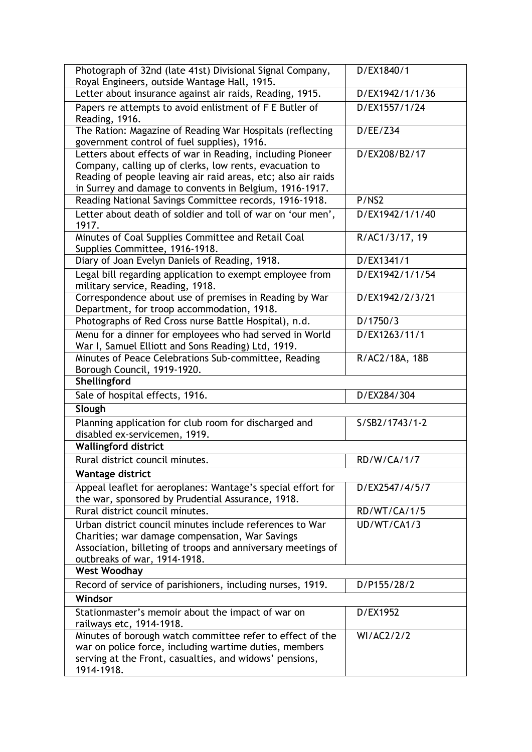| | |
|---|---|
| Photograph of 32nd (late 41st) Divisional Signal Company, Royal Engineers, outside Wantage Hall, 1915. | D/EX1840/1 |
| Letter about insurance against air raids, Reading, 1915. | D/EX1942/1/1/36 |
| Papers re attempts to avoid enlistment of F E Butler of Reading, 1916. | D/EX1557/1/24 |
| The Ration: Magazine of Reading War Hospitals (reflecting government control of fuel supplies), 1916. | D/EE/Z34 |
| Letters about effects of war in Reading, including Pioneer Company, calling up of clerks, low rents, evacuation to Reading of people leaving air raid areas, etc; also air raids in Surrey and damage to convents in Belgium, 1916-1917. | D/EX208/B2/17 |
| Reading National Savings Committee records, 1916-1918. | P/NS2 |
| Letter about death of soldier and toll of war on 'our men', 1917. | D/EX1942/1/1/40 |
| Minutes of Coal Supplies Committee and Retail Coal Supplies Committee, 1916-1918. | R/AC1/3/17, 19 |
| Diary of Joan Evelyn Daniels of Reading, 1918. | D/EX1341/1 |
| Legal bill regarding application to exempt employee from military service, Reading, 1918. | D/EX1942/1/1/54 |
| Correspondence about use of premises in Reading by War Department, for troop accommodation, 1918. | D/EX1942/2/3/21 |
| Photographs of Red Cross nurse Battle Hospital), n.d. | D/1750/3 |
| Menu for a dinner for employees who had served in World War I, Samuel Elliott and Sons Reading) Ltd, 1919. | D/EX1263/11/1 |
| Minutes of Peace Celebrations Sub-committee, Reading Borough Council, 1919-1920. | R/AC2/18A, 18B |
| **Shellingford** | |
| Sale of hospital effects, 1916. | D/EX284/304 |
| **Slough** | |
| Planning application for club room for discharged and disabled ex-servicemen, 1919. | S/SB2/1743/1-2 |
| **Wallingford district** | |
| Rural district council minutes. | RD/W/CA/1/7 |
| **Wantage district** | |
| Appeal leaflet for aeroplanes: Wantage's special effort for the war, sponsored by Prudential Assurance, 1918. | D/EX2547/4/5/7 |
| Rural district council minutes. | RD/WT/CA/1/5 |
| Urban district council minutes include references to War Charities; war damage compensation, War Savings Association, billeting of troops and anniversary meetings of outbreaks of war, 1914-1918. | UD/WT/CA1/3 |
| **West Woodhay** | |
| Record of service of parishioners, including nurses, 1919. | D/P155/28/2 |
| **Windsor** | |
| Stationmaster's memoir about the impact of war on railways etc, 1914-1918. | D/EX1952 |
| Minutes of borough watch committee refer to effect of the war on police force, including wartime duties, members serving at the Front, casualties, and widows' pensions, 1914-1918. | WI/AC2/2/2 |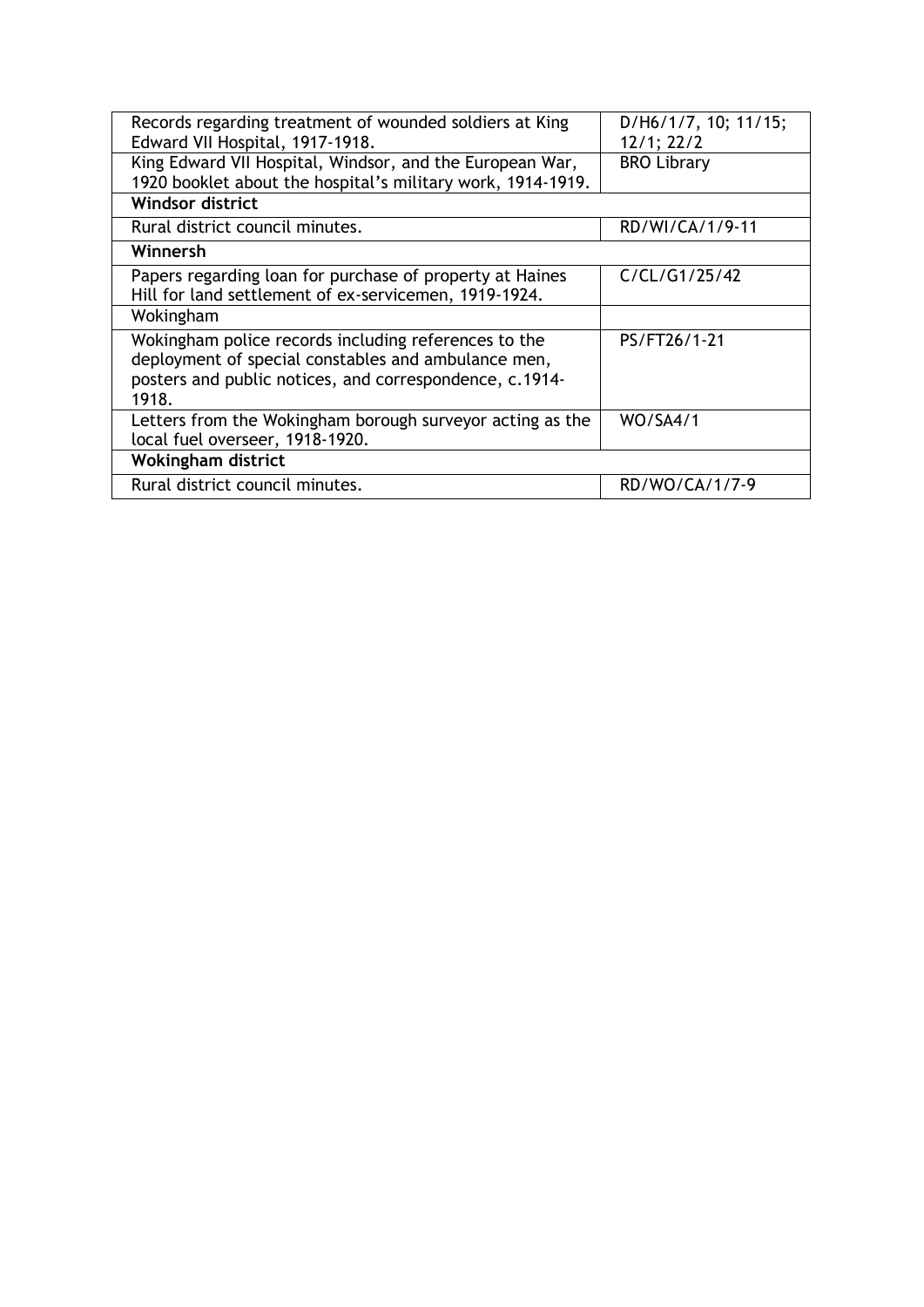| | |
|---|---|
| Records regarding treatment of wounded soldiers at King Edward VII Hospital, 1917-1918. | D/H6/1/7, 10; 11/15; 12/1; 22/2 |
| King Edward VII Hospital, Windsor, and the European War, 1920 booklet about the hospital's military work, 1914-1919. | BRO Library |
| **Windsor district** | |
| Rural district council minutes. | RD/WI/CA/1/9-11 |
| **Winnersh** | |
| Papers regarding loan for purchase of property at Haines Hill for land settlement of ex-servicemen, 1919-1924. | C/CL/G1/25/42 |
| Wokingham | |
| Wokingham police records including references to the deployment of special constables and ambulance men, posters and public notices, and correspondence, c.1914-1918. | PS/FT26/1-21 |
| Letters from the Wokingham borough surveyor acting as the local fuel overseer, 1918-1920. | WO/SA4/1 |
| **Wokingham district** | |
| Rural district council minutes. | RD/WO/CA/1/7-9 |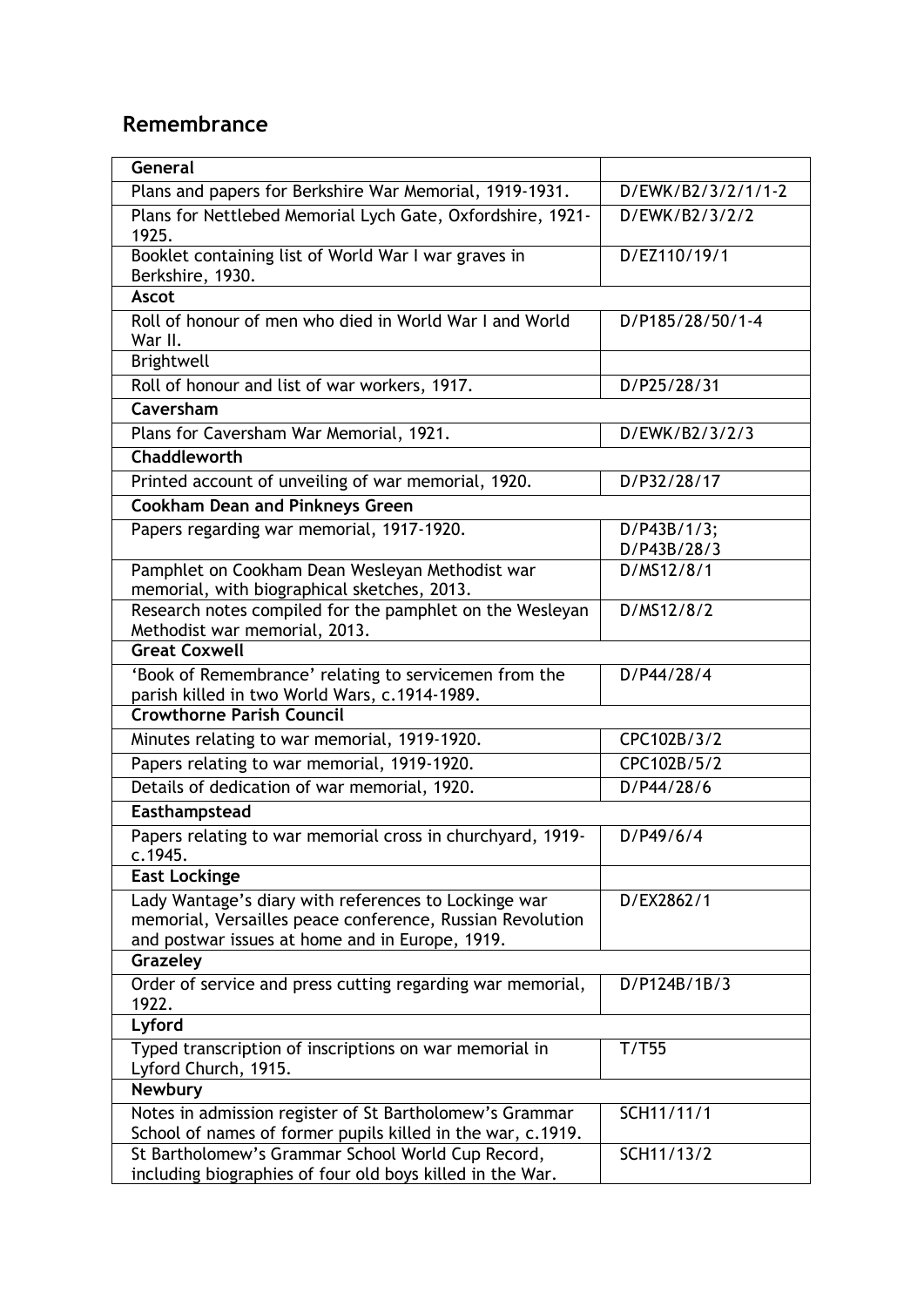## Remembrance

| | |
|---|---|
| **General** | |
| Plans and papers for Berkshire War Memorial, 1919-1931. | D/EWK/B2/3/2/1/1-2 |
| Plans for Nettlebed Memorial Lych Gate, Oxfordshire, 1921-1925. | D/EWK/B2/3/2/2 |
| Booklet containing list of World War I war graves in Berkshire, 1930. | D/EZ110/19/1 |
| **Ascot** | |
| Roll of honour of men who died in World War I and World War II. | D/P185/28/50/1-4 |
| Brightwell | |
| Roll of honour and list of war workers, 1917. | D/P25/28/31 |
| **Caversham** | |
| Plans for Caversham War Memorial, 1921. | D/EWK/B2/3/2/3 |
| **Chaddleworth** | |
| Printed account of unveiling of war memorial, 1920. | D/P32/28/17 |
| **Cookham Dean and Pinkneys Green** | |
| Papers regarding war memorial, 1917-1920. | D/P43B/1/3; D/P43B/28/3 |
| Pamphlet on Cookham Dean Wesleyan Methodist war memorial, with biographical sketches, 2013. | D/MS12/8/1 |
| Research notes compiled for the pamphlet on the Wesleyan Methodist war memorial, 2013. | D/MS12/8/2 |
| **Great Coxwell** | |
| 'Book of Remembrance' relating to servicemen from the parish killed in two World Wars, c.1914-1989. | D/P44/28/4 |
| **Crowthorne Parish Council** | |
| Minutes relating to war memorial, 1919-1920. | CPC102B/3/2 |
| Papers relating to war memorial, 1919-1920. | CPC102B/5/2 |
| Details of dedication of war memorial, 1920. | D/P44/28/6 |
| **Easthampstead** | |
| Papers relating to war memorial cross in churchyard, 1919-c.1945. | D/P49/6/4 |
| **East Lockinge** | |
| Lady Wantage's diary with references to Lockinge war memorial, Versailles peace conference, Russian Revolution and postwar issues at home and in Europe, 1919. | D/EX2862/1 |
| **Grazeley** | |
| Order of service and press cutting regarding war memorial, 1922. | D/P124B/1B/3 |
| **Lyford** | |
| Typed transcription of inscriptions on war memorial in Lyford Church, 1915. | T/T55 |
| **Newbury** | |
| Notes in admission register of St Bartholomew's Grammar School of names of former pupils killed in the war, c.1919. | SCH11/11/1 |
| St Bartholomew's Grammar School World Cup Record, including biographies of four old boys killed in the War. | SCH11/13/2 |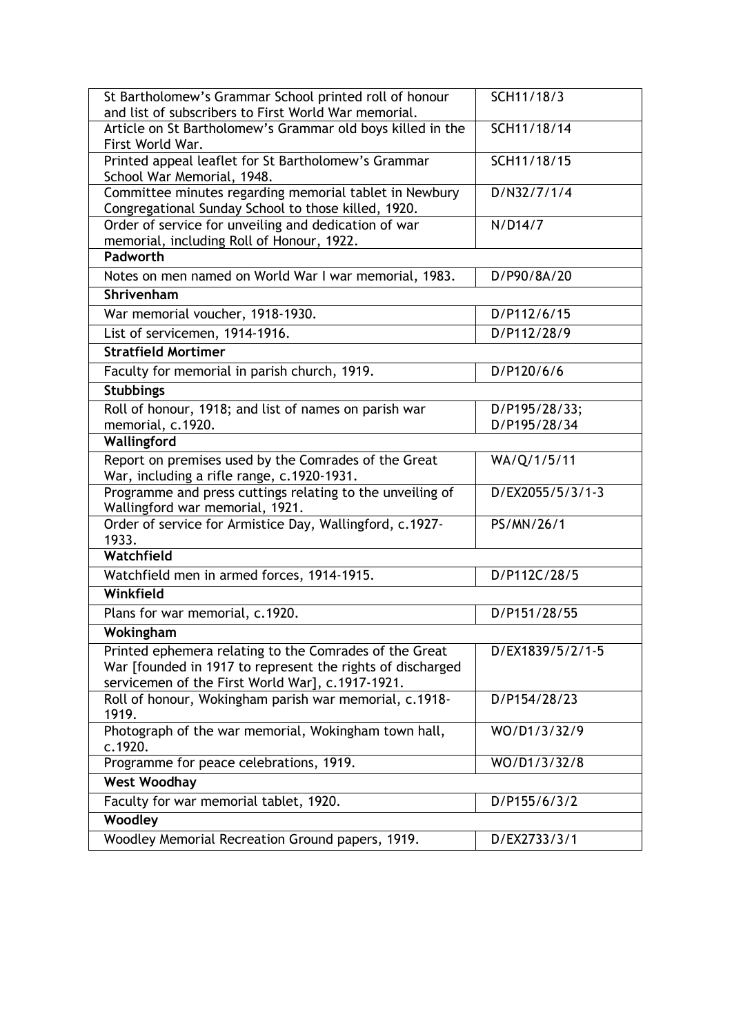| | |
|---|---|
| St Bartholomew's Grammar School printed roll of honour and list of subscribers to First World War memorial. | SCH11/18/3 |
| Article on St Bartholomew's Grammar old boys killed in the First World War. | SCH11/18/14 |
| Printed appeal leaflet for St Bartholomew's Grammar School War Memorial, 1948. | SCH11/18/15 |
| Committee minutes regarding memorial tablet in Newbury Congregational Sunday School to those killed, 1920. | D/N32/7/1/4 |
| Order of service for unveiling and dedication of war memorial, including Roll of Honour, 1922. | N/D14/7 |
| **Padworth** | |
| Notes on men named on World War I war memorial, 1983. | D/P90/8A/20 |
| **Shrivenham** | |
| War memorial voucher, 1918-1930. | D/P112/6/15 |
| List of servicemen, 1914-1916. | D/P112/28/9 |
| **Stratfield Mortimer** | |
| Faculty for memorial in parish church, 1919. | D/P120/6/6 |
| **Stubbings** | |
| Roll of honour, 1918; and list of names on parish war memorial, c.1920. | D/P195/28/33; D/P195/28/34 |
| **Wallingford** | |
| Report on premises used by the Comrades of the Great War, including a rifle range, c.1920-1931. | WA/Q/1/5/11 |
| Programme and press cuttings relating to the unveiling of Wallingford war memorial, 1921. | D/EX2055/5/3/1-3 |
| Order of service for Armistice Day, Wallingford, c.1927-1933. | PS/MN/26/1 |
| **Watchfield** | |
| Watchfield men in armed forces, 1914-1915. | D/P112C/28/5 |
| **Winkfield** | |
| Plans for war memorial, c.1920. | D/P151/28/55 |
| **Wokingham** | |
| Printed ephemera relating to the Comrades of the Great War [founded in 1917 to represent the rights of discharged servicemen of the First World War], c.1917-1921. | D/EX1839/5/2/1-5 |
| Roll of honour, Wokingham parish war memorial, c.1918-1919. | D/P154/28/23 |
| Photograph of the war memorial, Wokingham town hall, c.1920. | WO/D1/3/32/9 |
| Programme for peace celebrations, 1919. | WO/D1/3/32/8 |
| **West Woodhay** | |
| Faculty for war memorial tablet, 1920. | D/P155/6/3/2 |
| **Woodley** | |
| Woodley Memorial Recreation Ground papers, 1919. | D/EX2733/3/1 |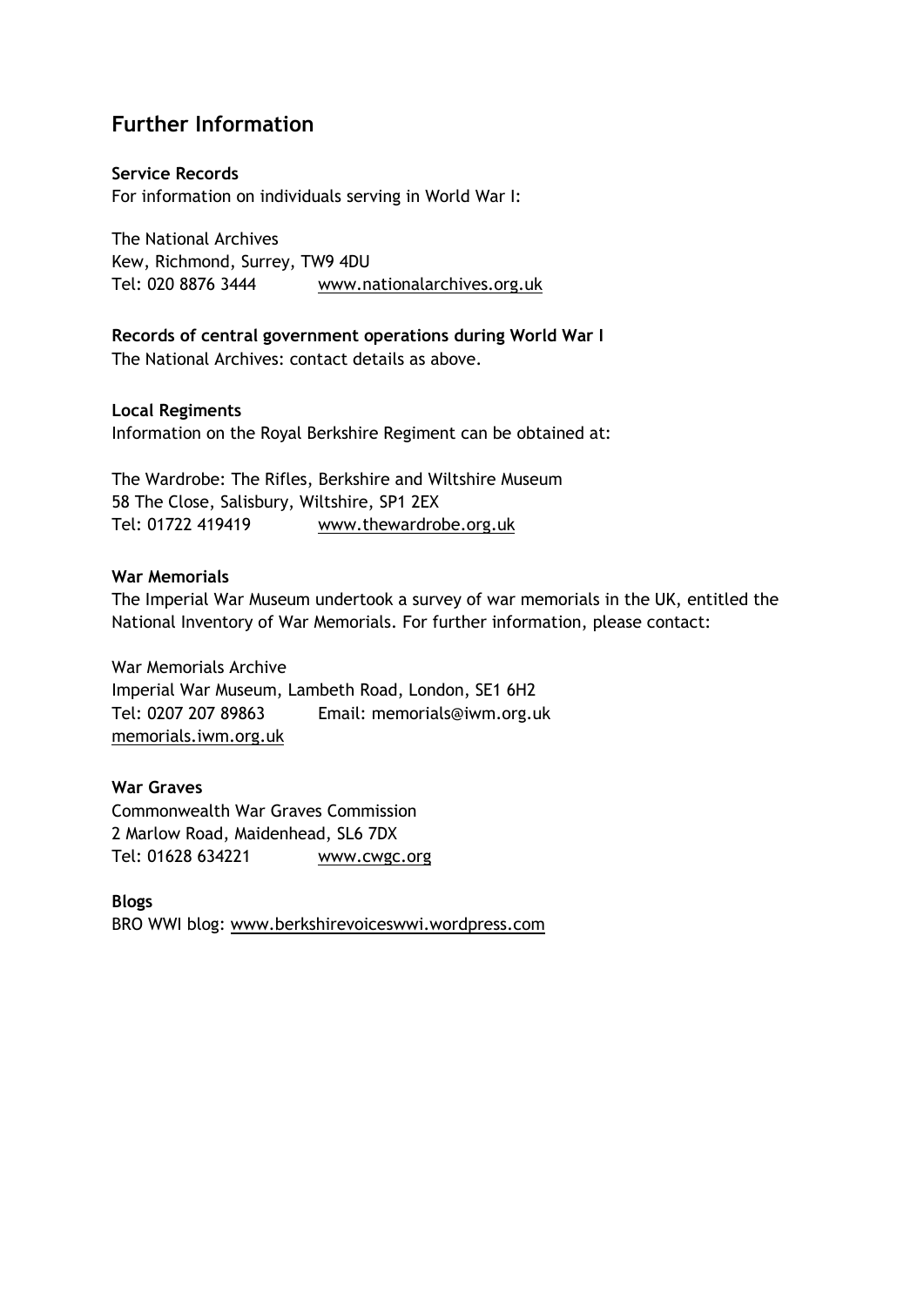## Further Information

**Service Records**
For information on individuals serving in World War I:

The National Archives
Kew, Richmond, Surrey, TW9 4DU
Tel: 020 8876 3444 www.nationalarchives.org.uk

**Records of central government operations during World War I**
The National Archives: contact details as above.

**Local Regiments**
Information on the Royal Berkshire Regiment can be obtained at:

The Wardrobe: The Rifles, Berkshire and Wiltshire Museum
58 The Close, Salisbury, Wiltshire, SP1 2EX
Tel: 01722 419419 www.thewardrobe.org.uk

**War Memorials**
The Imperial War Museum undertook a survey of war memorials in the UK, entitled the National Inventory of War Memorials. For further information, please contact:

War Memorials Archive
Imperial War Museum, Lambeth Road, London, SE1 6H2
Tel: 0207 207 89863 Email: memorials@iwm.org.uk
memorials.iwm.org.uk

**War Graves**
Commonwealth War Graves Commission
2 Marlow Road, Maidenhead, SL6 7DX
Tel: 01628 634221 www.cwgc.org

**Blogs**
BRO WWI blog: www.berkshirevoiceswwi.wordpress.com